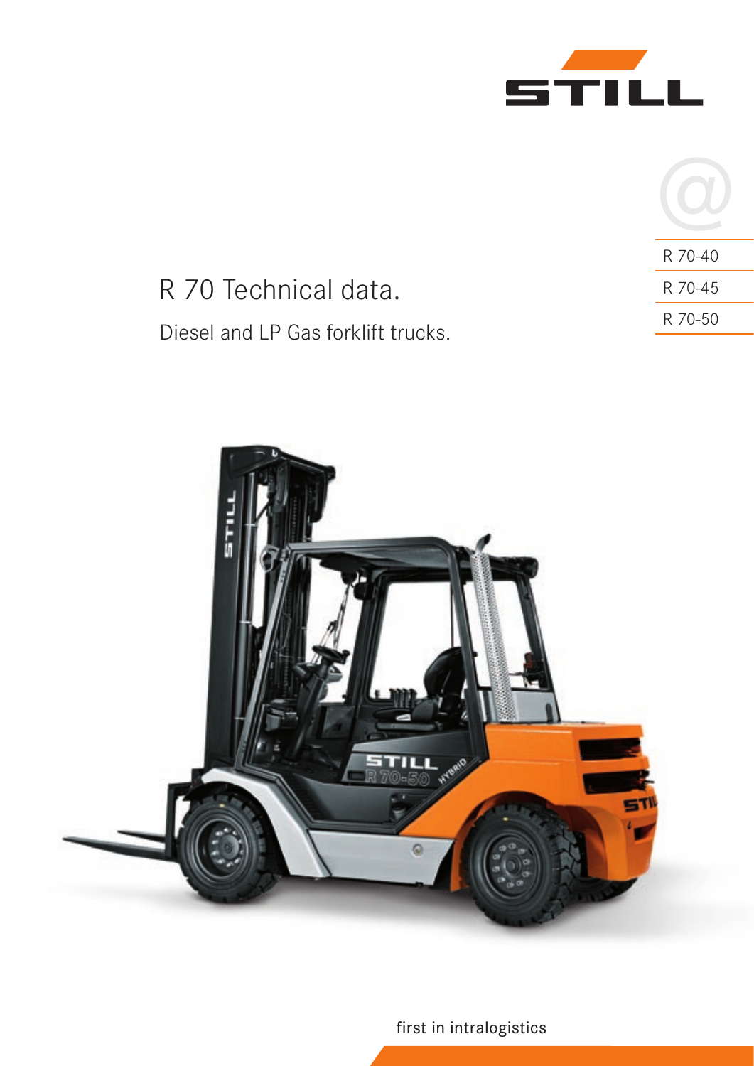STILL

R 70-40

R 70-45

R 70-50

# R 70 Technical data.

## Diesel and LP Gas forklift trucks.

first in intralogistics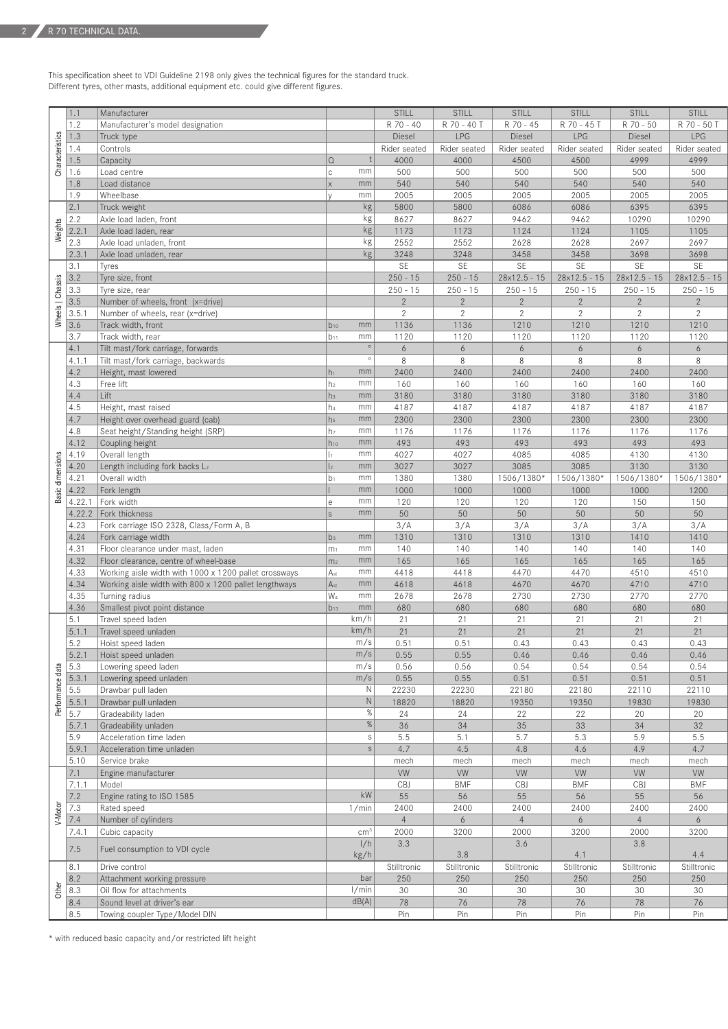This specification sheet to VDI Guideline 2198 only gives the technical figures for the standard truck.
Different tyres, other masts, additional equipment etc. could give different figures.

| | | | | | | | | | | |
|---|---|---|---|---|---|---|---|---|---|---|
| Characteristics | 1.1 | Manufacturer | | | STILL | STILL | STILL | STILL | STILL | STILL |
| | 1.2 | Manufacturer's model designation | | | R 70 - 40 | R 70 - 40 T | R 70 - 45 | R 70 - 45 T | R 70 - 50 | R 70 - 50 T |
| | 1.3 | Truck type | | | Diesel | LPG | Diesel | LPG | Diesel | LPG |
| | 1.4 | Controls | | | Rider seated | Rider seated | Rider seated | Rider seated | Rider seated | Rider seated |
| | 1.5 | Capacity | Q | t | 4000 | 4000 | 4500 | 4500 | 4999 | 4999 |
| | 1.6 | Load centre | c | mm | 500 | 500 | 500 | 500 | 500 | 500 |
| | 1.8 | Load distance | x | mm | 540 | 540 | 540 | 540 | 540 | 540 |
| | 1.9 | Wheelbase | y | mm | 2005 | 2005 | 2005 | 2005 | 2005 | 2005 |
| Weights | 2.1 | Truck weight | | kg | 5800 | 5800 | 6086 | 6086 | 6395 | 6395 |
| | 2.2 | Axle load laden, front | | kg | 8627 | 8627 | 9462 | 9462 | 10290 | 10290 |
| | 2.2.1 | Axle load laden, rear | | kg | 1173 | 1173 | 1124 | 1124 | 1105 | 1105 |
| | 2.3 | Axle load unladen, front | | kg | 2552 | 2552 | 2628 | 2628 | 2697 | 2697 |
| | 2.3.1 | Axle load unladen, rear | | kg | 3248 | 3248 | 3458 | 3458 | 3698 | 3698 |
| Wheels \| Chassis | 3.1 | Tyres | | | SE | SE | SE | SE | SE | SE |
| | 3.2 | Tyre size, front | | | 250 - 15 | 250 - 15 | 28x12.5 - 15 | 28x12.5 - 15 | 28x12.5 - 15 | 28x12.5 - 15 |
| | 3.3 | Tyre size, rear | | | 250 - 15 | 250 - 15 | 250 - 15 | 250 - 15 | 250 - 15 | 250 - 15 |
| | 3.5 | Number of wheels, front (x=drive) | | | 2 | 2 | 2 | 2 | 2 | 2 |
| | 3.5.1 | Number of wheels, rear (x=drive) | | | 2 | 2 | 2 | 2 | 2 | 2 |
| | 3.6 | Track width, front | $b_{10}$ | mm | 1136 | 1136 | 1210 | 1210 | 1210 | 1210 |
| | 3.7 | Track width, rear | $b_{11}$ | mm | 1120 | 1120 | 1120 | 1120 | 1120 | 1120 |
| Basic dimensions | 4.1 | Tilt mast/fork carriage, forwards | | ° | 6 | 6 | 6 | 6 | 6 | 6 |
| | 4.1.1 | Tilt mast/fork carriage, backwards | | ° | 8 | 8 | 8 | 8 | 8 | 8 |
| | 4.2 | Height, mast lowered | $h_1$ | mm | 2400 | 2400 | 2400 | 2400 | 2400 | 2400 |
| | 4.3 | Free lift | $h_2$ | mm | 160 | 160 | 160 | 160 | 160 | 160 |
| | 4.4 | Lift | $h_3$ | mm | 3180 | 3180 | 3180 | 3180 | 3180 | 3180 |
| | 4.5 | Height, mast raised | $h_4$ | mm | 4187 | 4187 | 4187 | 4187 | 4187 | 4187 |
| | 4.7 | Height over overhead guard (cab) | $h_6$ | mm | 2300 | 2300 | 2300 | 2300 | 2300 | 2300 |
| | 4.8 | Seat height/Standing height (SRP) | $h_7$ | mm | 1176 | 1176 | 1176 | 1176 | 1176 | 1176 |
| | 4.12 | Coupling height | $h_{10}$ | mm | 493 | 493 | 493 | 493 | 493 | 493 |
| | 4.19 | Overall length | $l_1$ | mm | 4027 | 4027 | 4085 | 4085 | 4130 | 4130 |
| | 4.20 | Length including fork backs $L_2$ | $l_2$ | mm | 3027 | 3027 | 3085 | 3085 | 3130 | 3130 |
| | 4.21 | Overall width | $b_1$ | mm | 1380 | 1380 | 1506/1380* | 1506/1380* | 1506/1380* | 1506/1380* |
| | 4.22 | Fork length | l | mm | 1000 | 1000 | 1000 | 1000 | 1000 | 1200 |
| | 4.22.1 | Fork width | e | mm | 120 | 120 | 120 | 120 | 150 | 150 |
| | 4.22.2 | Fork thickness | s | mm | 50 | 50 | 50 | 50 | 50 | 50 |
| | 4.23 | Fork carriage ISO 2328, Class/Form A, B | | | 3/A | 3/A | 3/A | 3/A | 3/A | 3/A |
| | 4.24 | Fork carriage width | $b_3$ | mm | 1310 | 1310 | 1310 | 1310 | 1410 | 1410 |
| | 4.31 | Floor clearance under mast, laden | $m_1$ | mm | 140 | 140 | 140 | 140 | 140 | 140 |
| | 4.32 | Floor clearance, centre of wheel-base | $m_2$ | mm | 165 | 165 | 165 | 165 | 165 | 165 |
| | 4.33 | Working aisle width with 1000 x 1200 pallet crossways | $A_{st}$ | mm | 4418 | 4418 | 4470 | 4470 | 4510 | 4510 |
| | 4.34 | Working aisle width with 800 x 1200 pallet lengthways | $A_{st}$ | mm | 4618 | 4618 | 4670 | 4670 | 4710 | 4710 |
| | 4.35 | Turning radius | $W_a$ | mm | 2678 | 2678 | 2730 | 2730 | 2770 | 2770 |
| | 4.36 | Smallest pivot point distance | $b_{13}$ | mm | 680 | 680 | 680 | 680 | 680 | 680 |
| Performance data | 5.1 | Travel speed laden | | km/h | 21 | 21 | 21 | 21 | 21 | 21 |
| | 5.1.1 | Travel speed unladen | | km/h | 21 | 21 | 21 | 21 | 21 | 21 |
| | 5.2 | Hoist speed laden | | m/s | 0.51 | 0.51 | 0.43 | 0.43 | 0.43 | 0.43 |
| | 5.2.1 | Hoist speed unladen | | m/s | 0.55 | 0.55 | 0.46 | 0.46 | 0.46 | 0.46 |
| | 5.3 | Lowering speed laden | | m/s | 0.56 | 0.56 | 0.54 | 0.54 | 0.54 | 0.54 |
| | 5.3.1 | Lowering speed unladen | | m/s | 0.55 | 0.55 | 0.51 | 0.51 | 0.51 | 0.51 |
| | 5.5 | Drawbar pull laden | | N | 22230 | 22230 | 22180 | 22180 | 22110 | 22110 |
| | 5.5.1 | Drawbar pull unladen | | N | 18820 | 18820 | 19350 | 19350 | 19830 | 19830 |
| | 5.7 | Gradeability laden | | % | 24 | 24 | 22 | 22 | 20 | 20 |
| | 5.7.1 | Gradeability unladen | | % | 36 | 34 | 35 | 33 | 34 | 32 |
| | 5.9 | Acceleration time laden | | s | 5.5 | 5.1 | 5.7 | 5.3 | 5.9 | 5.5 |
| | 5.9.1 | Acceleration time unladen | | s | 4.7 | 4.5 | 4.8 | 4.6 | 4.9 | 4.7 |
| | 5.10 | Service brake | | | mech | mech | mech | mech | mech | mech |
| V-Motor | 7.1 | Engine manufacturer | | | VW | VW | VW | VW | VW | VW |
| | 7.1.1 | Model | | | CBJ | BMF | CBJ | BMF | CBJ | BMF |
| | 7.2 | Engine rating to ISO 1585 | | kW | 55 | 56 | 55 | 56 | 55 | 56 |
| | 7.3 | Rated speed | | 1/min | 2400 | 2400 | 2400 | 2400 | 2400 | 2400 |
| | 7.4 | Number of cylinders | | | 4 | 6 | 4 | 6 | 4 | 6 |
| | 7.4.1 | Cubic capacity | | $cm^3$ | 2000 | 3200 | 2000 | 3200 | 2000 | 3200 |
| | 7.5 | Fuel consumption to VDI cycle | | l/h<br>kg/h | 3.3 | 3.8 | 3.6 | 4.1 | 3.8 | 4.4 |
| Other | 8.1 | Drive control | | | Stilltronic | Stilltronic | Stilltronic | Stilltronic | Stilltronic | Stilltronic |
| | 8.2 | Attachment working pressure | | bar | 250 | 250 | 250 | 250 | 250 | 250 |
| | 8.3 | Oil flow for attachments | | l/min | 30 | 30 | 30 | 30 | 30 | 30 |
| | 8.4 | Sound level at driver's ear | | dB(A) | 78 | 76 | 78 | 76 | 78 | 76 |
| | 8.5 | Towing coupler Type/Model DIN | | | Pin | Pin | Pin | Pin | Pin | Pin |

* with reduced basic capacity and/or restricted lift height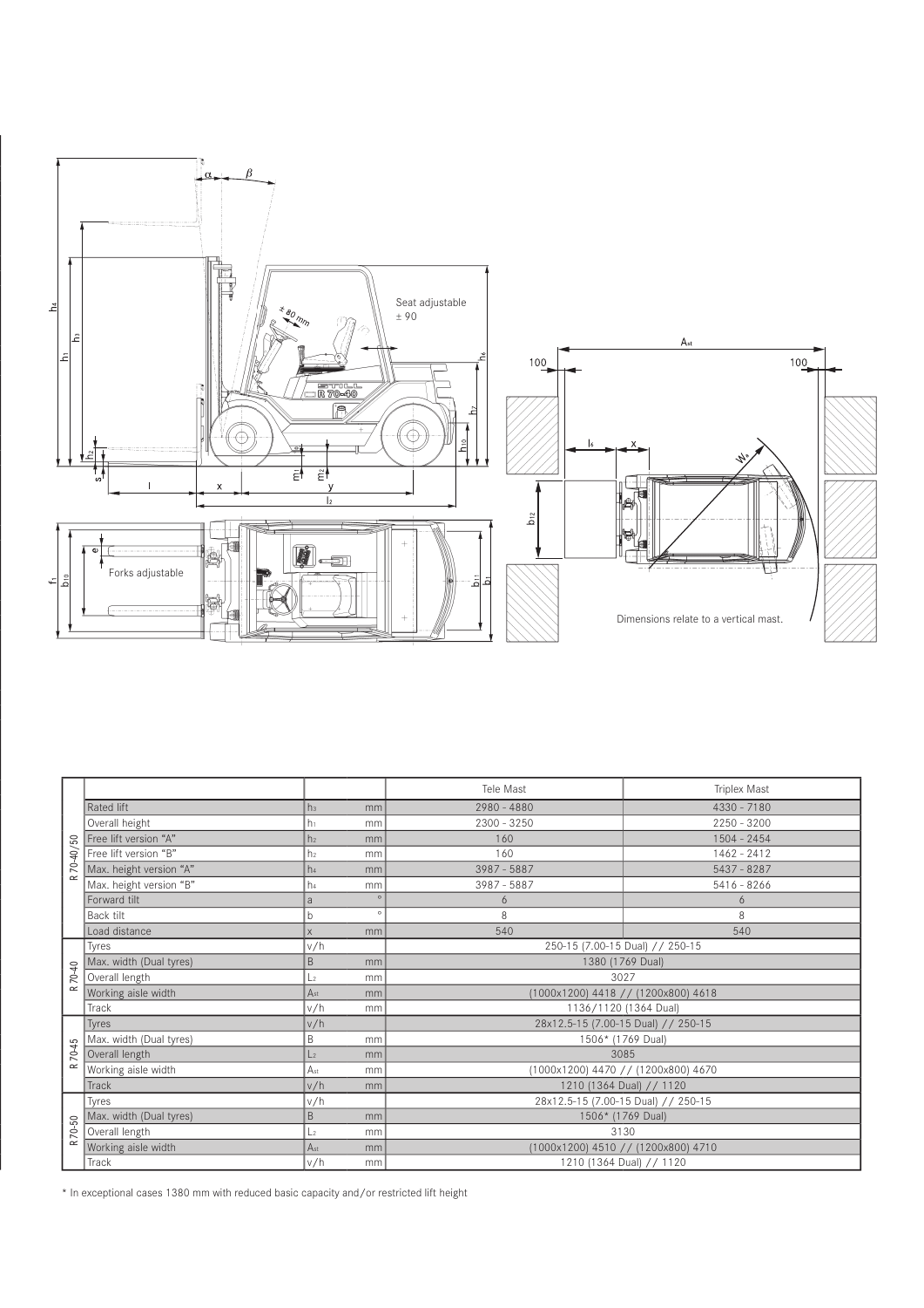Seat adjustable ± 90

± 80 mm

Forks adjustable

Dimensions relate to a vertical mast.

| | | | | Tele Mast | Triplex Mast |
|---|---|---|---|---|---|
| R 70-40/50 | Rated lift | $h_3$ | mm | 2980 - 4880 | 4330 - 7180 |
| | Overall height | $h_1$ | mm | 2300 - 3250 | 2250 - 3200 |
| | Free lift version "A" | $h_2$ | mm | 160 | 1504 - 2454 |
| | Free lift version "B" | $h_2$ | mm | 160 | 1462 - 2412 |
| | Max. height version "A" | $h_4$ | mm | 3987 - 5887 | 5437 - 8287 |
| | Max. height version "B" | $h_4$ | mm | 3987 - 5887 | 5416 - 8266 |
| | Forward tilt | a | ° | 6 | 6 |
| | Back tilt | b | ° | 8 | 8 |
| | Load distance | x | mm | 540 | 540 |
| R 70-40 | Tyres | v/h | | 250-15 (7.00-15 Dual) // 250-15 | |
| | Max. width (Dual tyres) | B | mm | 1380 (1769 Dual) | |
| | Overall length | $L_2$ | mm | 3027 | |
| | Working aisle width | $A_{st}$ | mm | (1000x1200) 4418 // (1200x800) 4618 | |
| | Track | v/h | mm | 1136/1120 (1364 Dual) | |
| R 70-45 | Tyres | v/h | | 28x12.5-15 (7.00-15 Dual) // 250-15 | |
| | Max. width (Dual tyres) | B | mm | 1506* (1769 Dual) | |
| | Overall length | $L_2$ | mm | 3085 | |
| | Working aisle width | $A_{st}$ | mm | (1000x1200) 4470 // (1200x800) 4670 | |
| | Track | v/h | mm | 1210 (1364 Dual) // 1120 | |
| R 70-50 | Tyres | v/h | | 28x12.5-15 (7.00-15 Dual) // 250-15 | |
| | Max. width (Dual tyres) | B | mm | 1506* (1769 Dual) | |
| | Overall length | $L_2$ | mm | 3130 | |
| | Working aisle width | $A_{st}$ | mm | (1000x1200) 4510 // (1200x800) 4710 | |
| | Track | v/h | mm | 1210 (1364 Dual) // 1120 | |

* In exceptional cases 1380 mm with reduced basic capacity and/or restricted lift height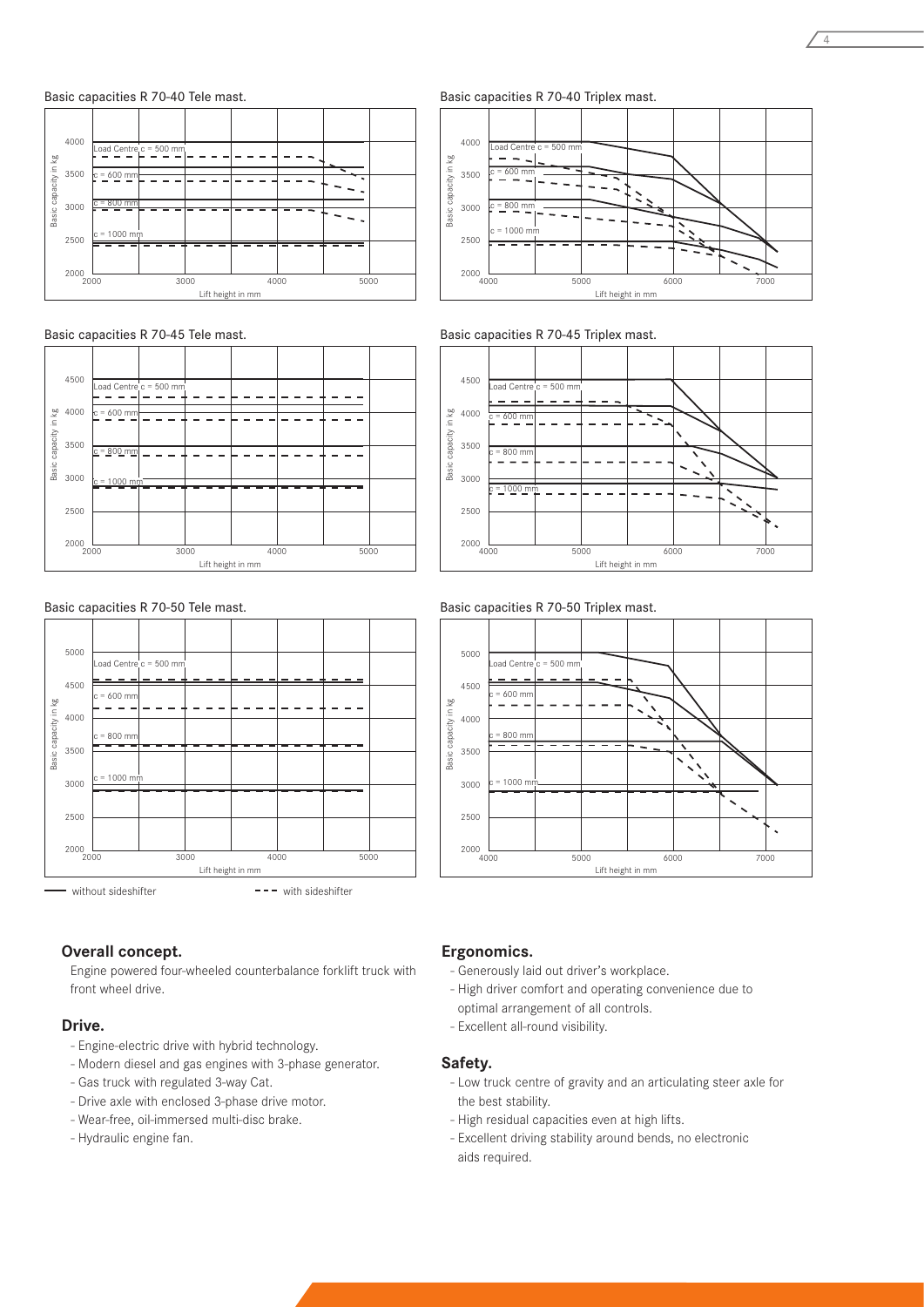Basic capacities R 70-40 Tele mast.

Basic capacities R 70-40 Triplex mast.

Basic capacities R 70-45 Tele mast.

Basic capacities R 70-45 Triplex mast.

Basic capacities R 70-50 Tele mast.

Basic capacities R 70-50 Triplex mast.

—— without sideshifter - - - with sideshifter

## Overall concept.

Engine powered four-wheeled counterbalance forklift truck with front wheel drive.

## Drive.

- Engine-electric drive with hybrid technology.
- Modern diesel and gas engines with 3-phase generator.
- Gas truck with regulated 3-way Cat.
- Drive axle with enclosed 3-phase drive motor.
- Wear-free, oil-immersed multi-disc brake.
- Hydraulic engine fan.

## Ergonomics.

- Generously laid out driver's workplace.
- High driver comfort and operating convenience due to optimal arrangement of all controls.
- Excellent all-round visibility.

## Safety.

- Low truck centre of gravity and an articulating steer axle for the best stability.
- High residual capacities even at high lifts.
- Excellent driving stability around bends, no electronic aids required.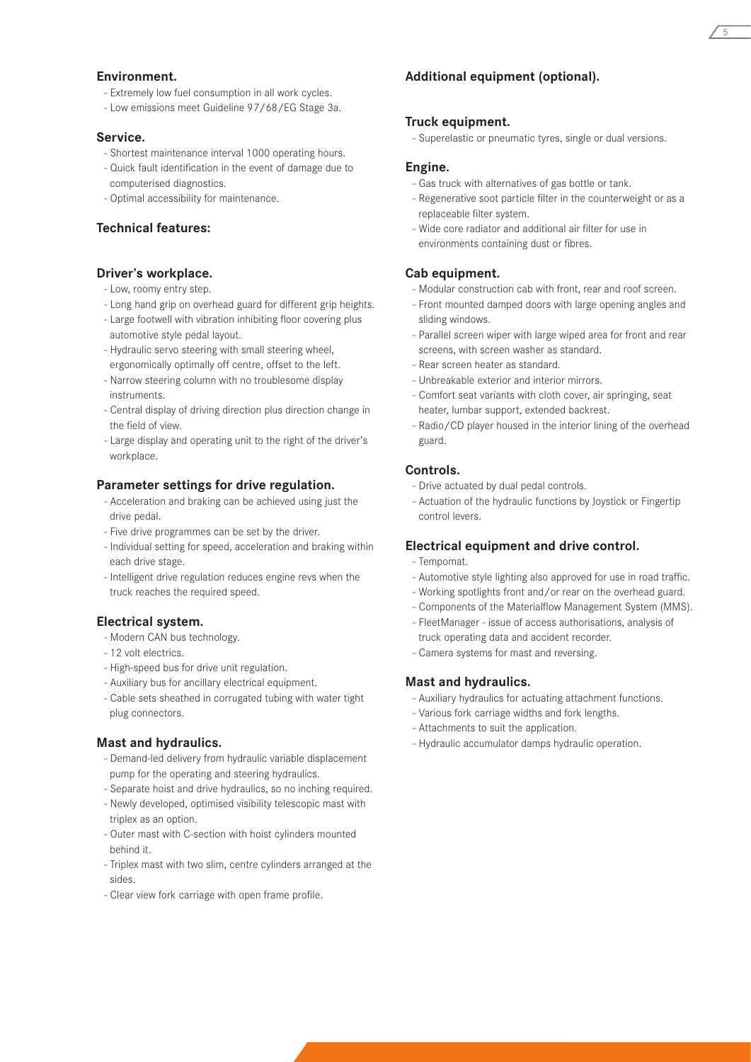## Environment.

- Extremely low fuel consumption in all work cycles.
- Low emissions meet Guideline 97/68/EG Stage 3a.

## Service.

- Shortest maintenance interval 1000 operating hours.
- Quick fault identification in the event of damage due to computerised diagnostics.
- Optimal accessibility for maintenance.

## Technical features:

### Driver's workplace.

- Low, roomy entry step.
- Long hand grip on overhead guard for different grip heights.
- Large footwell with vibration inhibiting floor covering plus automotive style pedal layout.
- Hydraulic servo steering with small steering wheel, ergonomically optimally off centre, offset to the left.
- Narrow steering column with no troublesome display instruments.
- Central display of driving direction plus direction change in the field of view.
- Large display and operating unit to the right of the driver's workplace.

### Parameter settings for drive regulation.

- Acceleration and braking can be achieved using just the drive pedal.
- Five drive programmes can be set by the driver.
- Individual setting for speed, acceleration and braking within each drive stage.
- Intelligent drive regulation reduces engine revs when the truck reaches the required speed.

### Electrical system.

- Modern CAN bus technology.
- 12 volt electrics.
- High-speed bus for drive unit regulation.
- Auxiliary bus for ancillary electrical equipment.
- Cable sets sheathed in corrugated tubing with water tight plug connectors.

### Mast and hydraulics.

- Demand-led delivery from hydraulic variable displacement pump for the operating and steering hydraulics.
- Separate hoist and drive hydraulics, so no inching required.
- Newly developed, optimised visibility telescopic mast with triplex as an option.
- Outer mast with C-section with hoist cylinders mounted behind it.
- Triplex mast with two slim, centre cylinders arranged at the sides.
- Clear view fork carriage with open frame profile.

## Additional equipment (optional).

### Truck equipment.

- Superelastic or pneumatic tyres, single or dual versions.

### Engine.

- Gas truck with alternatives of gas bottle or tank.
- Regenerative soot particle filter in the counterweight or as a replaceable filter system.
- Wide core radiator and additional air filter for use in environments containing dust or fibres.

### Cab equipment.

- Modular construction cab with front, rear and roof screen.
- Front mounted damped doors with large opening angles and sliding windows.
- Parallel screen wiper with large wiped area for front and rear screens, with screen washer as standard.
- Rear screen heater as standard.
- Unbreakable exterior and interior mirrors.
- Comfort seat variants with cloth cover, air springing, seat heater, lumbar support, extended backrest.
- Radio/CD player housed in the interior lining of the overhead guard.

### Controls.

- Drive actuated by dual pedal controls.
- Actuation of the hydraulic functions by Joystick or Fingertip control levers.

### Electrical equipment and drive control.

- Tempomat.
- Automotive style lighting also approved for use in road traffic.
- Working spotlights front and/or rear on the overhead guard.
- Components of the Materialflow Management System (MMS).
- FleetManager - issue of access authorisations, analysis of truck operating data and accident recorder.
- Camera systems for mast and reversing.

### Mast and hydraulics.

- Auxiliary hydraulics for actuating attachment functions.
- Various fork carriage widths and fork lengths.
- Attachments to suit the application.
- Hydraulic accumulator damps hydraulic operation.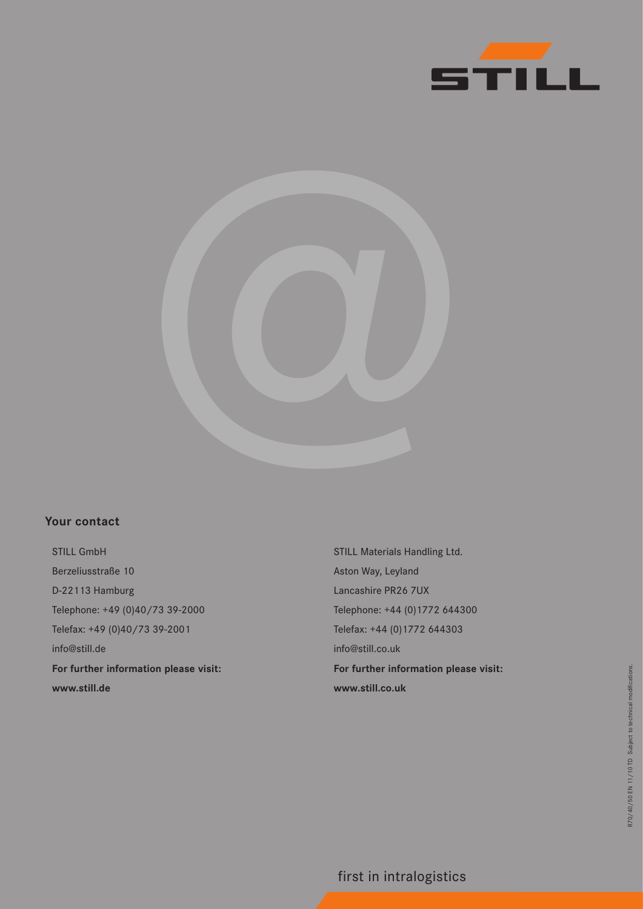## Your contact

STILL GmbH
Berzeliusstraße 10
D-22113 Hamburg
Telephone: +49 (0)40/73 39-2000
Telefax: +49 (0)40/73 39-2001
info@still.de
**For further information please visit:**
**www.still.de**

STILL Materials Handling Ltd.
Aston Way, Leyland
Lancashire PR26 7UX
Telephone: +44 (0)1772 644300
Telefax: +44 (0)1772 644303
info@still.co.uk
**For further information please visit:**
**www.still.co.uk**

R70/40/50 EN 11/10 TD Subject to technical modifications.

first in intralogistics